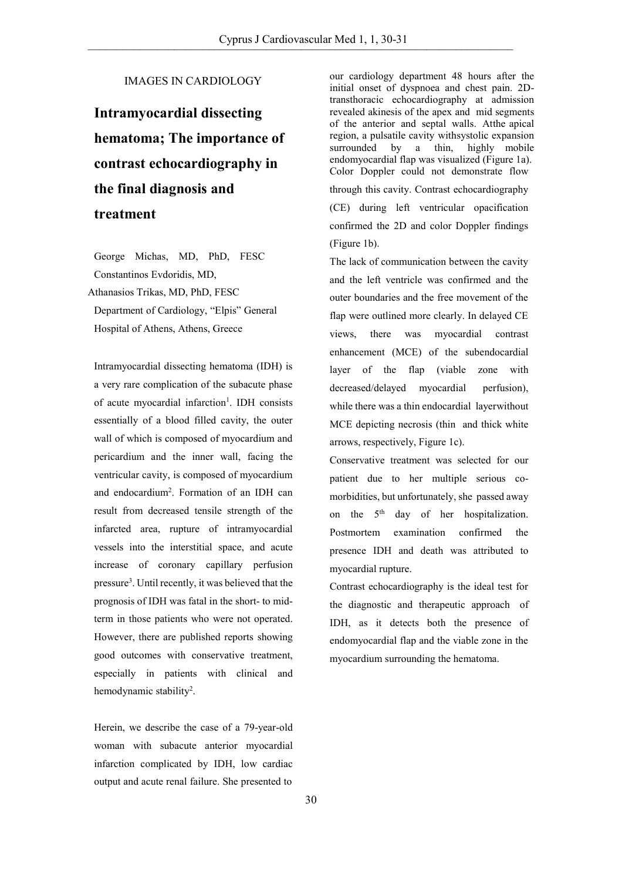IMAGES IN CARDIOLOGY

# Intramyocardial dissecting hematoma; The importance of contrast echocardiography in the final diagnosis and treatment

George Michas, MD, PhD, FESC
Constantinos Evdoridis, MD,
Athanasios Trikas, MD, PhD, FESC
Department of Cardiology, "Elpis" General Hospital of Athens, Athens, Greece

Intramyocardial dissecting hematoma (IDH) is a very rare complication of the subacute phase of acute myocardial infarction[1]. IDH consists essentially of a blood filled cavity, the outer wall of which is composed of myocardium and pericardium and the inner wall, facing the ventricular cavity, is composed of myocardium and endocardium[2]. Formation of an IDH can result from decreased tensile strength of the infarcted area, rupture of intramyocardial vessels into the interstitial space, and acute increase of coronary capillary perfusion pressure[3]. Until recently, it was believed that the prognosis of IDH was fatal in the short- to mid-term in those patients who were not operated. However, there are published reports showing good outcomes with conservative treatment, especially in patients with clinical and hemodynamic stability[2].

Herein, we describe the case of a 79-year-old woman with subacute anterior myocardial infarction complicated by IDH, low cardiac output and acute renal failure. She presented to our cardiology department 48 hours after the initial onset of dyspnoea and chest pain. 2D-transthoracic echocardiography at admission revealed akinesis of the apex and mid segments of the anterior and septal walls. Atthe apical region, a pulsatile cavity withsystolic expansion surrounded by a thin, highly mobile endomyocardial flap was visualized (Figure 1a). Color Doppler could not demonstrate flow through this cavity. Contrast echocardiography (CE) during left ventricular opacification confirmed the 2D and color Doppler findings (Figure 1b).

The lack of communication between the cavity and the left ventricle was confirmed and the outer boundaries and the free movement of the flap were outlined more clearly. In delayed CE views, there was myocardial contrast enhancement (MCE) of the subendocardial layer of the flap (viable zone with decreased/delayed myocardial perfusion), while there was a thin endocardial layerwithout MCE depicting necrosis (thin and thick white arrows, respectively, Figure 1c).

Conservative treatment was selected for our patient due to her multiple serious co-morbidities, but unfortunately, she passed away on the 5th day of her hospitalization. Postmortem examination confirmed the presence IDH and death was attributed to myocardial rupture.

Contrast echocardiography is the ideal test for the diagnostic and therapeutic approach of IDH, as it detects both the presence of endomyocardial flap and the viable zone in the myocardium surrounding the hematoma.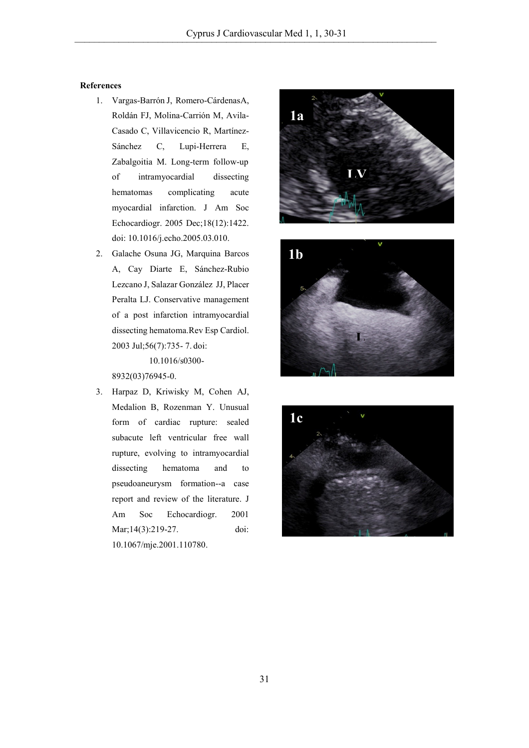**References**

1. Vargas-Barrón J, Romero-CárdenasA, Roldán FJ, Molina-Carrión M, Avila-Casado C, Villavicencio R, Martínez-Sánchez C, Lupi-Herrera E, Zabalgoitia M. Long-term follow-up of intramyocardial dissecting hematomas complicating acute myocardial infarction. J Am Soc Echocardiogr. 2005 Dec;18(12):1422. doi: 10.1016/j.echo.2005.03.010.
2. Galache Osuna JG, Marquina Barcos A, Cay Diarte E, Sánchez-Rubio Lezcano J, Salazar González JJ, Placer Peralta LJ. Conservative management of a post infarction intramyocardial dissecting hematoma.Rev Esp Cardiol. 2003 Jul;56(7):735- 7. doi: 10.1016/s0300-8932(03)76945-0.
3. Harpaz D, Kriwisky M, Cohen AJ, Medalion B, Rozenman Y. Unusual form of cardiac rupture: sealed subacute left ventricular free wall rupture, evolving to intramyocardial dissecting hematoma and to pseudoaneurysm formation--a case report and review of the literature. J Am Soc Echocardiogr. 2001 Mar;14(3):219-27. doi: 10.1067/mje.2001.110780.

1a

LV

1b

1c